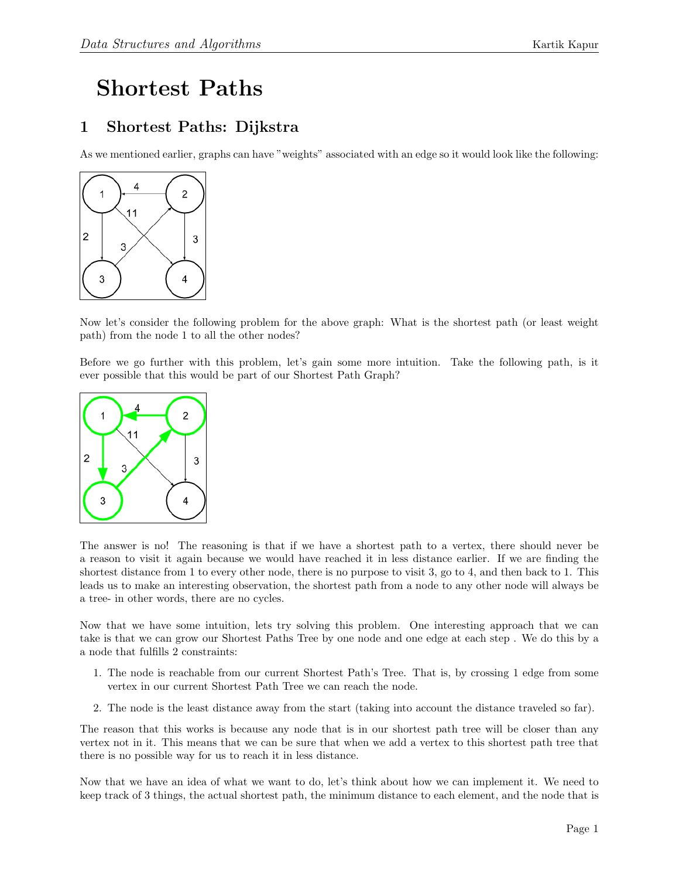# Shortest Paths

## 1 Shortest Paths: Dijkstra

As we mentioned earlier, graphs can have "weights" associated with an edge so it would look like the following:

Now let's consider the following problem for the above graph: What is the shortest path (or least weight path) from the node 1 to all the other nodes?

Before we go further with this problem, let's gain some more intuition. Take the following path, is it ever possible that this would be part of our Shortest Path Graph?

The answer is no! The reasoning is that if we have a shortest path to a vertex, there should never be a reason to visit it again because we would have reached it in less distance earlier. If we are finding the shortest distance from 1 to every other node, there is no purpose to visit 3, go to 4, and then back to 1. This leads us to make an interesting observation, the shortest path from a node to any other node will always be a tree- in other words, there are no cycles.

Now that we have some intuition, lets try solving this problem. One interesting approach that we can take is that we can grow our Shortest Paths Tree by one node and one edge at each step . We do this by a a node that fulfills 2 constraints:

1. The node is reachable from our current Shortest Path's Tree. That is, by crossing 1 edge from some vertex in our current Shortest Path Tree we can reach the node.
2. The node is the least distance away from the start (taking into account the distance traveled so far).

The reason that this works is because any node that is in our shortest path tree will be closer than any vertex not in it. This means that we can be sure that when we add a vertex to this shortest path tree that there is no possible way for us to reach it in less distance.

Now that we have an idea of what we want to do, let's think about how we can implement it. We need to keep track of 3 things, the actual shortest path, the minimum distance to each element, and the node that is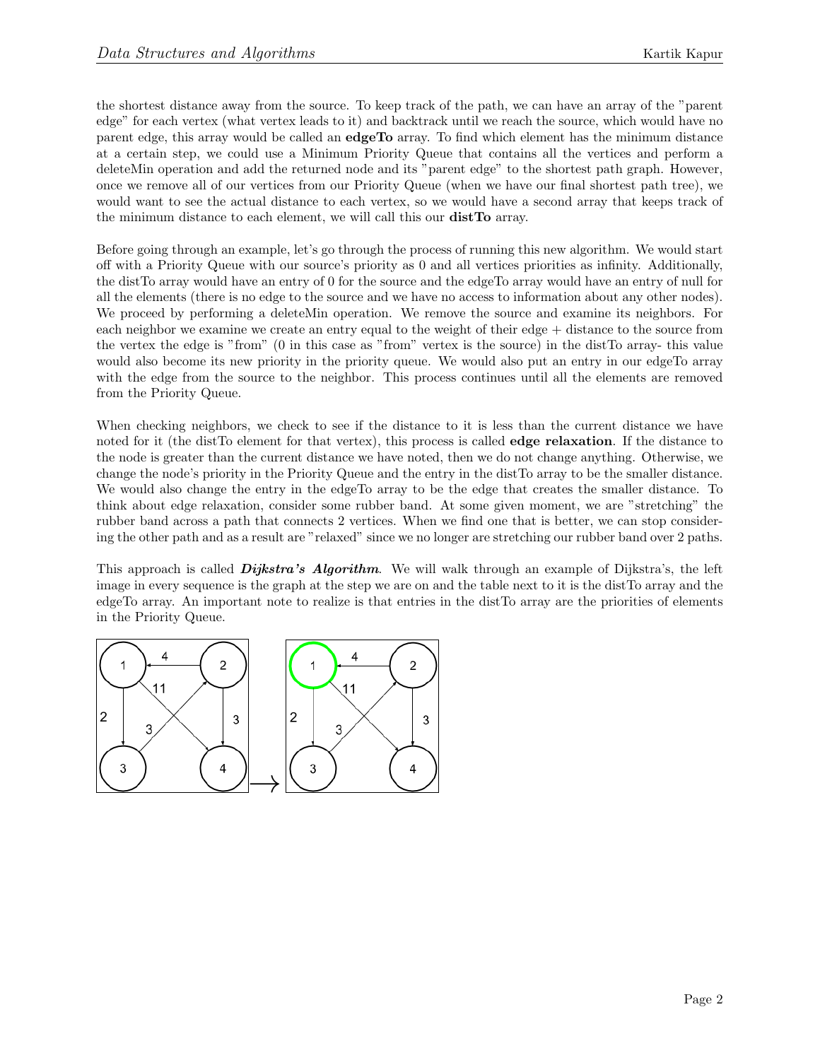the shortest distance away from the source. To keep track of the path, we can have an array of the "parent edge" for each vertex (what vertex leads to it) and backtrack until we reach the source, which would have no parent edge, this array would be called an **edgeTo** array. To find which element has the minimum distance at a certain step, we could use a Minimum Priority Queue that contains all the vertices and perform a deleteMin operation and add the returned node and its "parent edge" to the shortest path graph. However, once we remove all of our vertices from our Priority Queue (when we have our final shortest path tree), we would want to see the actual distance to each vertex, so we would have a second array that keeps track of the minimum distance to each element, we will call this our **distTo** array.

Before going through an example, let's go through the process of running this new algorithm. We would start off with a Priority Queue with our source's priority as 0 and all vertices priorities as infinity. Additionally, the distTo array would have an entry of 0 for the source and the edgeTo array would have an entry of null for all the elements (there is no edge to the source and we have no access to information about any other nodes). We proceed by performing a deleteMin operation. We remove the source and examine its neighbors. For each neighbor we examine we create an entry equal to the weight of their edge + distance to the source from the vertex the edge is "from" (0 in this case as "from" vertex is the source) in the distTo array- this value would also become its new priority in the priority queue. We would also put an entry in our edgeTo array with the edge from the source to the neighbor. This process continues until all the elements are removed from the Priority Queue.

When checking neighbors, we check to see if the distance to it is less than the current distance we have noted for it (the distTo element for that vertex), this process is called **edge relaxation**. If the distance to the node is greater than the current distance we have noted, then we do not change anything. Otherwise, we change the node's priority in the Priority Queue and the entry in the distTo array to be the smaller distance. We would also change the entry in the edgeTo array to be the edge that creates the smaller distance. To think about edge relaxation, consider some rubber band. At some given moment, we are "stretching" the rubber band across a path that connects 2 vertices. When we find one that is better, we can stop considering the other path and as a result are "relaxed" since we no longer are stretching our rubber band over 2 paths.

This approach is called ***Dijkstra's Algorithm***. We will walk through an example of Dijkstra's, the left image in every sequence is the graph at the step we are on and the table next to it is the distTo array and the edgeTo array. An important note to realize is that entries in the distTo array are the priorities of elements in the Priority Queue.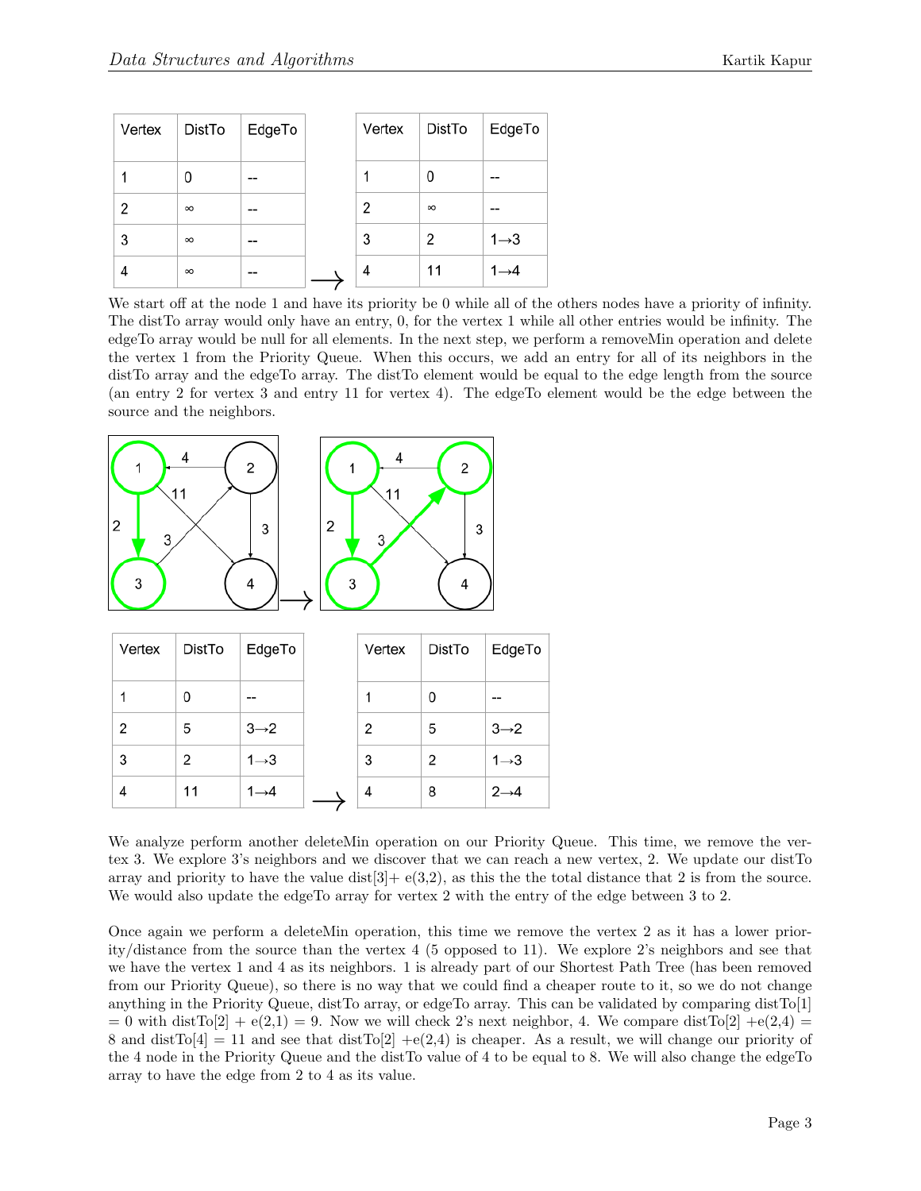| Vertex | DistTo | EdgeTo |
| --- | --- | --- |
| 1 | 0 | -- |
| 2 | ∞ | -- |
| 3 | ∞ | -- |
| 4 | ∞ | -- |

$\longrightarrow$

| Vertex | DistTo | EdgeTo |
| --- | --- | --- |
| 1 | 0 | -- |
| 2 | ∞ | -- |
| 3 | 2 | 1→3 |
| 4 | 11 | 1→4 |

We start off at the node 1 and have its priority be 0 while all of the others nodes have a priority of infinity. The distTo array would only have an entry, 0, for the vertex 1 while all other entries would be infinity. The edgeTo array would be null for all elements. In the next step, we perform a removeMin operation and delete the vertex 1 from the Priority Queue. When this occurs, we add an entry for all of its neighbors in the distTo array and the edgeTo array. The distTo element would be equal to the edge length from the source (an entry 2 for vertex 3 and entry 11 for vertex 4). The edgeTo element would be the edge between the source and the neighbors.

| Vertex | DistTo | EdgeTo |
| --- | --- | --- |
| 1 | 0 | -- |
| 2 | 5 | 3→2 |
| 3 | 2 | 1→3 |
| 4 | 11 | 1→4 |

$\longrightarrow$

| Vertex | DistTo | EdgeTo |
| --- | --- | --- |
| 1 | 0 | -- |
| 2 | 5 | 3→2 |
| 3 | 2 | 1→3 |
| 4 | 8 | 2→4 |

We analyze perform another deleteMin operation on our Priority Queue. This time, we remove the vertex 3. We explore 3's neighbors and we discover that we can reach a new vertex, 2. We update our distTo array and priority to have the value dist[3]+ e(3,2), as this the the total distance that 2 is from the source. We would also update the edgeTo array for vertex 2 with the entry of the edge between 3 to 2.

Once again we perform a deleteMin operation, this time we remove the vertex 2 as it has a lower priority/distance from the source than the vertex 4 (5 opposed to 11). We explore 2's neighbors and see that we have the vertex 1 and 4 as its neighbors. 1 is already part of our Shortest Path Tree (has been removed from our Priority Queue), so there is no way that we could find a cheaper route to it, so we do not change anything in the Priority Queue, distTo array, or edgeTo array. This can be validated by comparing distTo[1] = 0 with distTo[2] + e(2,1) = 9. Now we will check 2's next neighbor, 4. We compare distTo[2] +e(2,4) = 8 and distTo[4] = 11 and see that distTo[2] +e(2,4) is cheaper. As a result, we will change our priority of the 4 node in the Priority Queue and the distTo value of 4 to be equal to 8. We will also change the edgeTo array to have the edge from 2 to 4 as its value.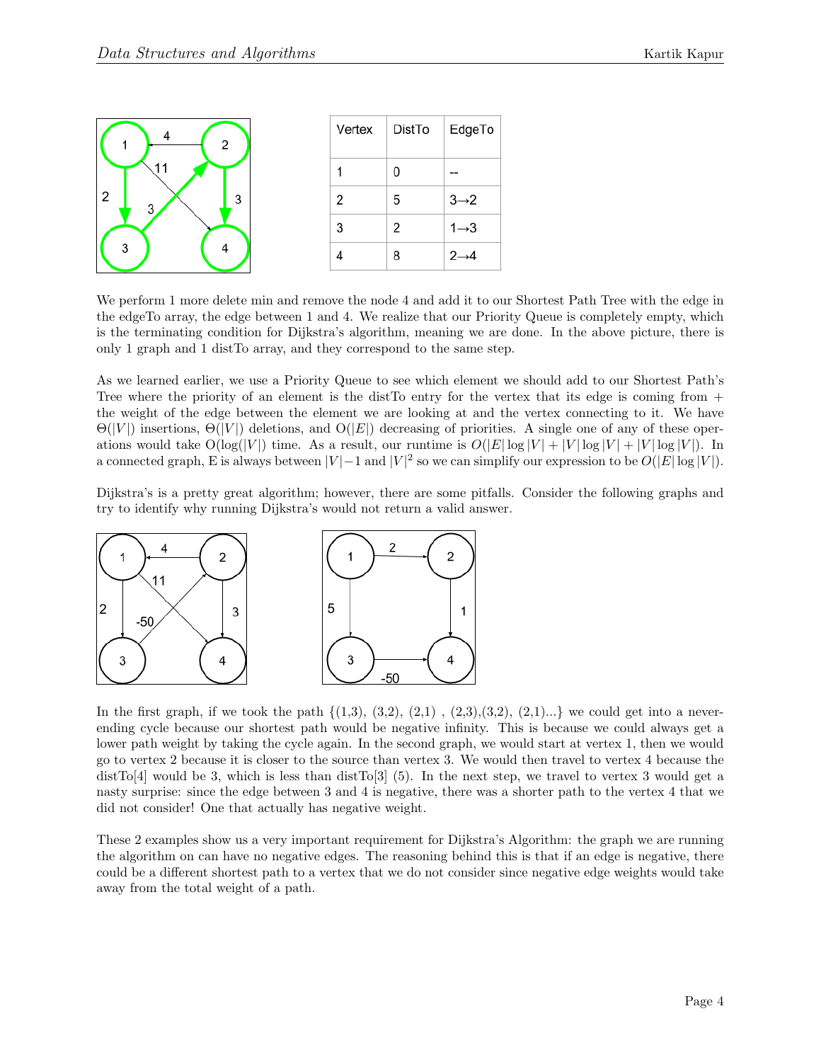| Vertex | DistTo | EdgeTo |
| --- | --- | --- |
| 1 | 0 | -- |
| 2 | 5 | 3→2 |
| 3 | 2 | 1→3 |
| 4 | 8 | 2→4 |

We perform 1 more delete min and remove the node 4 and add it to our Shortest Path Tree with the edge in the edgeTo array, the edge between 1 and 4. We realize that our Priority Queue is completely empty, which is the terminating condition for Dijkstra's algorithm, meaning we are done. In the above picture, there is only 1 graph and 1 distTo array, and they correspond to the same step.

As we learned earlier, we use a Priority Queue to see which element we should add to our Shortest Path's Tree where the priority of an element is the distTo entry for the vertex that its edge is coming from + the weight of the edge between the element we are looking at and the vertex connecting to it. We have $\Theta(|V|)$ insertions, $\Theta(|V|)$ deletions, and $O(|E|)$ decreasing of priorities. A single one of any of these operations would take $O(\log(|V|)$ time. As a result, our runtime is $O(|E|\log|V| + |V|\log|V| + |V|\log|V|)$. In a connected graph, E is always between $|V|-1$ and $|V|^2$ so we can simplify our expression to be $O(|E|\log|V|)$.

Dijkstra's is a pretty great algorithm; however, there are some pitfalls. Consider the following graphs and try to identify why running Dijkstra's would not return a valid answer.

In the first graph, if we took the path {(1,3), (3,2), (2,1) , (2,3),(3,2), (2,1)...} we could get into a never-ending cycle because our shortest path would be negative infinity. This is because we could always get a lower path weight by taking the cycle again. In the second graph, we would start at vertex 1, then we would go to vertex 2 because it is closer to the source than vertex 3. We would then travel to vertex 4 because the distTo[4] would be 3, which is less than distTo[3] (5). In the next step, we travel to vertex 3 would get a nasty surprise: since the edge between 3 and 4 is negative, there was a shorter path to the vertex 4 that we did not consider! One that actually has negative weight.

These 2 examples show us a very important requirement for Dijkstra's Algorithm: the graph we are running the algorithm on can have no negative edges. The reasoning behind this is that if an edge is negative, there could be a different shortest path to a vertex that we do not consider since negative edge weights would take away from the total weight of a path.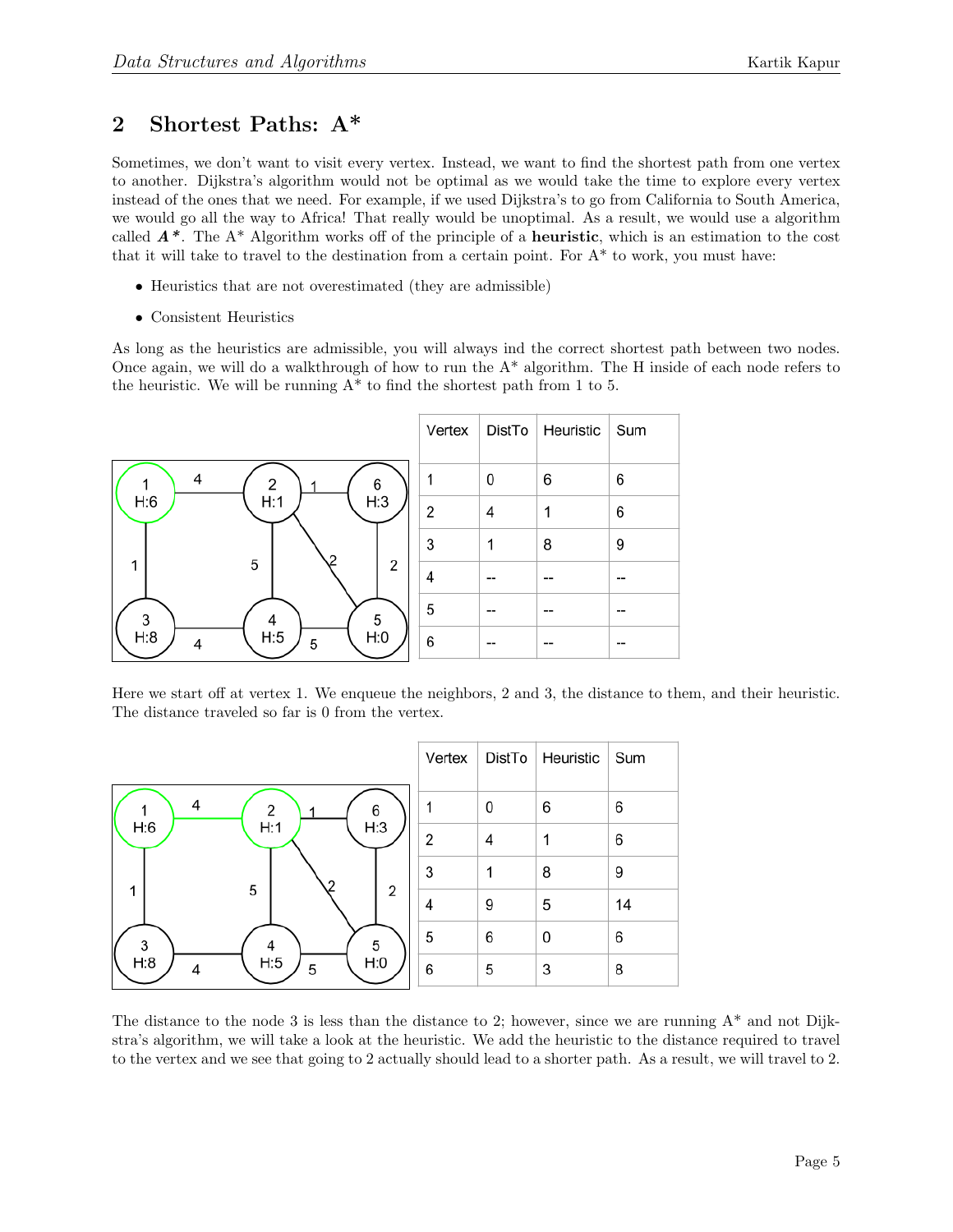## 2 Shortest Paths: A*

Sometimes, we don't want to visit every vertex. Instead, we want to find the shortest path from one vertex to another. Dijkstra's algorithm would not be optimal as we would take the time to explore every vertex instead of the ones that we need. For example, if we used Dijkstra's to go from California to South America, we would go all the way to Africa! That really would be unoptimal. As a result, we would use a algorithm called ***A\****. The A* Algorithm works off of the principle of a **heuristic**, which is an estimation to the cost that it will take to travel to the destination from a certain point. For A* to work, you must have:

- Heuristics that are not overestimated (they are admissible)
- Consistent Heuristics

As long as the heuristics are admissible, you will always ind the correct shortest path between two nodes. Once again, we will do a walkthrough of how to run the A* algorithm. The H inside of each node refers to the heuristic. We will be running A* to find the shortest path from 1 to 5.

| Vertex | DistTo | Heuristic | Sum |
|---|---|---|---|
| 1 | 0 | 6 | 6 |
| 2 | 4 | 1 | 6 |
| 3 | 1 | 8 | 9 |
| 4 | -- | -- | -- |
| 5 | -- | -- | -- |
| 6 | -- | -- | -- |

Here we start off at vertex 1. We enqueue the neighbors, 2 and 3, the distance to them, and their heuristic. The distance traveled so far is 0 from the vertex.

| Vertex | DistTo | Heuristic | Sum |
|---|---|---|---|
| 1 | 0 | 6 | 6 |
| 2 | 4 | 1 | 6 |
| 3 | 1 | 8 | 9 |
| 4 | 9 | 5 | 14 |
| 5 | 6 | 0 | 6 |
| 6 | 5 | 3 | 8 |

The distance to the node 3 is less than the distance to 2; however, since we are running A* and not Dijkstra's algorithm, we will take a look at the heuristic. We add the heuristic to the distance required to travel to the vertex and we see that going to 2 actually should lead to a shorter path. As a result, we will travel to 2.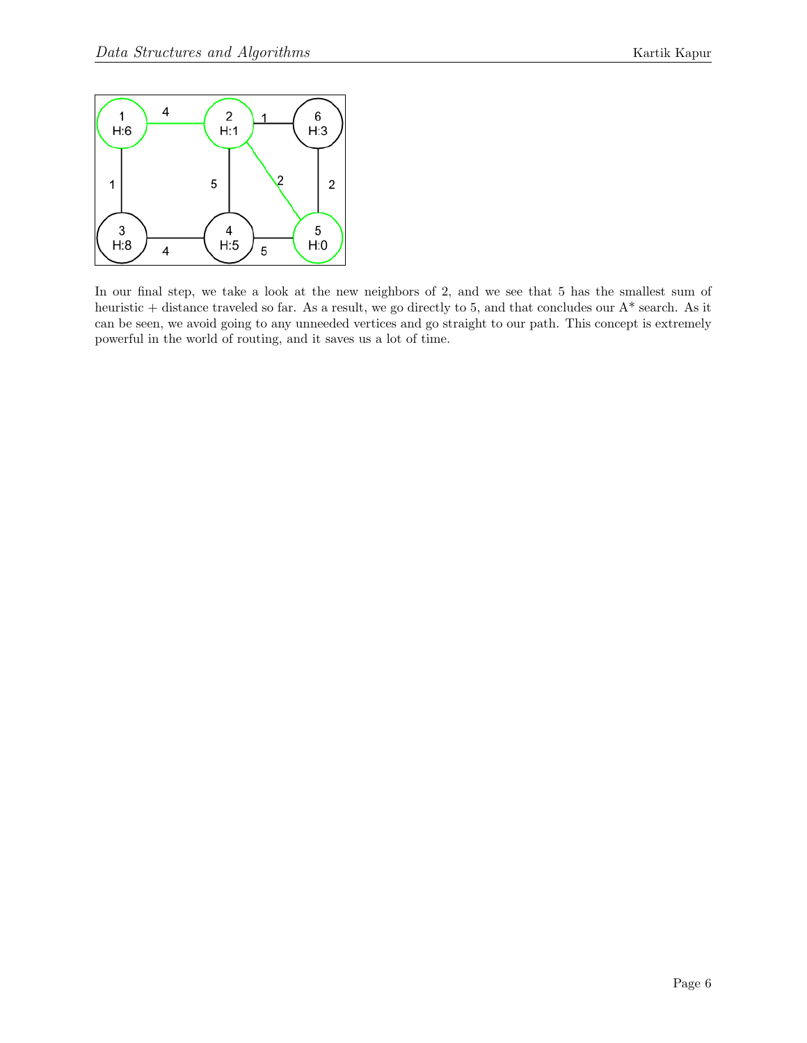1
H:6

2
H:1

6
H:3

3
H:8

4
H:5

5
H:0

4

1

1

5

2

2

4

5

In our final step, we take a look at the new neighbors of 2, and we see that 5 has the smallest sum of heuristic + distance traveled so far. As a result, we go directly to 5, and that concludes our A* search. As it can be seen, we avoid going to any unneeded vertices and go straight to our path. This concept is extremely powerful in the world of routing, and it saves us a lot of time.